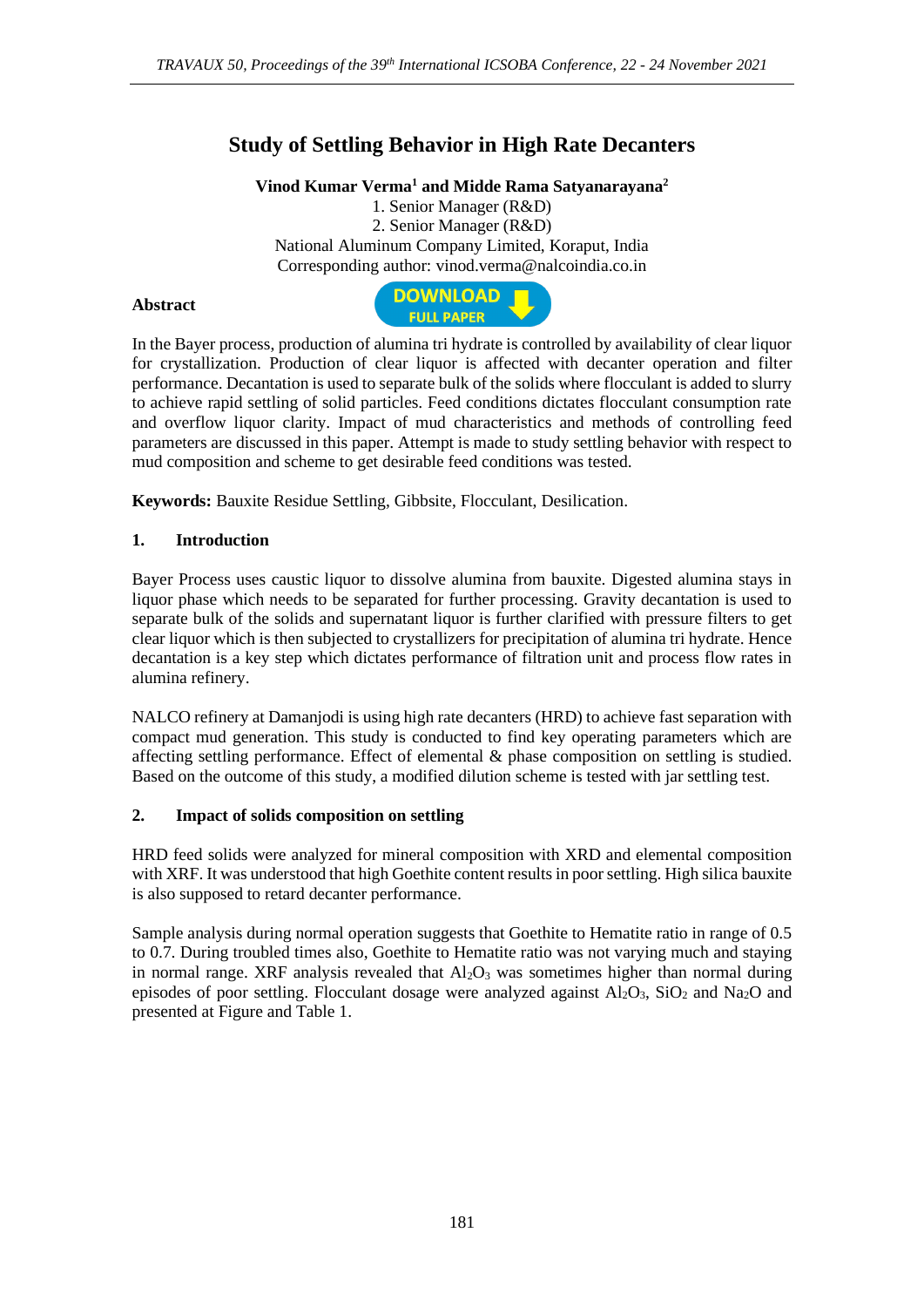# Study of Settling Behavior in High Rate Decanters

**Vinod Kumar Verma[1] and Midde Rama Satyanarayana[2]**

1. Senior Manager (R&D)
2. Senior Manager (R&D)

National Aluminum Company Limited, Koraput, India

Corresponding author: vinod.verma@nalcoindia.co.in

## Abstract

In the Bayer process, production of alumina tri hydrate is controlled by availability of clear liquor for crystallization. Production of clear liquor is affected with decanter operation and filter performance. Decantation is used to separate bulk of the solids where flocculant is added to slurry to achieve rapid settling of solid particles. Feed conditions dictates flocculant consumption rate and overflow liquor clarity. Impact of mud characteristics and methods of controlling feed parameters are discussed in this paper. Attempt is made to study settling behavior with respect to mud composition and scheme to get desirable feed conditions was tested.

**Keywords:** Bauxite Residue Settling, Gibbsite, Flocculant, Desilication.

## 1. Introduction

Bayer Process uses caustic liquor to dissolve alumina from bauxite. Digested alumina stays in liquor phase which needs to be separated for further processing. Gravity decantation is used to separate bulk of the solids and supernatant liquor is further clarified with pressure filters to get clear liquor which is then subjected to crystallizers for precipitation of alumina tri hydrate. Hence decantation is a key step which dictates performance of filtration unit and process flow rates in alumina refinery.

NALCO refinery at Damanjodi is using high rate decanters (HRD) to achieve fast separation with compact mud generation. This study is conducted to find key operating parameters which are affecting settling performance. Effect of elemental & phase composition on settling is studied. Based on the outcome of this study, a modified dilution scheme is tested with jar settling test.

## 2. Impact of solids composition on settling

HRD feed solids were analyzed for mineral composition with XRD and elemental composition with XRF. It was understood that high Goethite content results in poor settling. High silica bauxite is also supposed to retard decanter performance.

Sample analysis during normal operation suggests that Goethite to Hematite ratio in range of 0.5 to 0.7. During troubled times also, Goethite to Hematite ratio was not varying much and staying in normal range. XRF analysis revealed that $Al_2O_3$ was sometimes higher than normal during episodes of poor settling. Flocculant dosage were analyzed against $Al_2O_3$, $SiO_2$ and $Na_2O$ and presented at Figure and Table 1.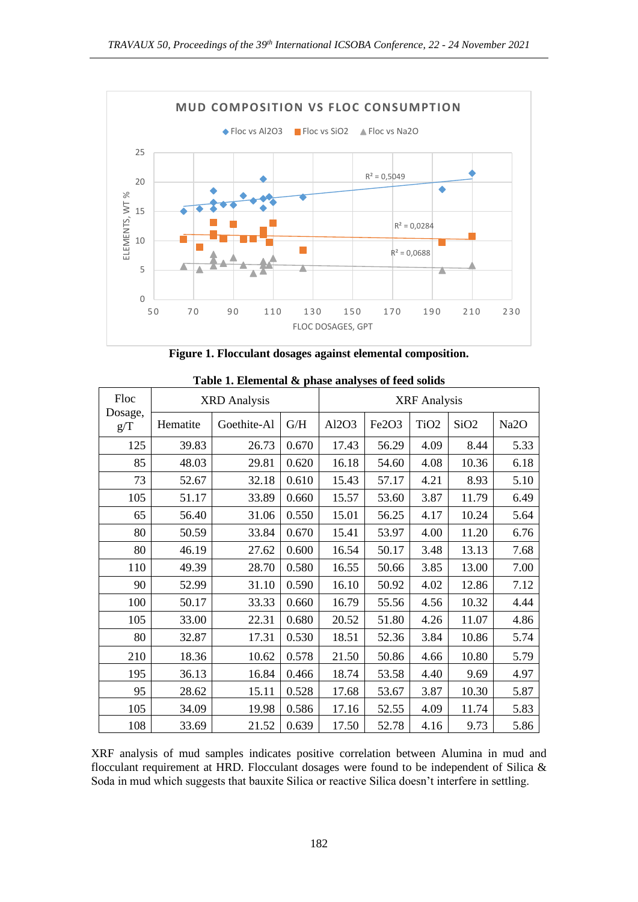**Figure 1. Flocculant dosages against elemental composition.**

**Table 1. Elemental & phase analyses of feed solids**

| Floc Dosage, g/T | XRD Analysis | | | XRF Analysis | | | | |
|---|---|---|---|---|---|---|---|---|
| | Hematite | Goethite-Al | G/H | Al2O3 | Fe2O3 | TiO2 | SiO2 | Na2O |
| 125 | 39.83 | 26.73 | 0.670 | 17.43 | 56.29 | 4.09 | 8.44 | 5.33 |
| 85 | 48.03 | 29.81 | 0.620 | 16.18 | 54.60 | 4.08 | 10.36 | 6.18 |
| 73 | 52.67 | 32.18 | 0.610 | 15.43 | 57.17 | 4.21 | 8.93 | 5.10 |
| 105 | 51.17 | 33.89 | 0.660 | 15.57 | 53.60 | 3.87 | 11.79 | 6.49 |
| 65 | 56.40 | 31.06 | 0.550 | 15.01 | 56.25 | 4.17 | 10.24 | 5.64 |
| 80 | 50.59 | 33.84 | 0.670 | 15.41 | 53.97 | 4.00 | 11.20 | 6.76 |
| 80 | 46.19 | 27.62 | 0.600 | 16.54 | 50.17 | 3.48 | 13.13 | 7.68 |
| 110 | 49.39 | 28.70 | 0.580 | 16.55 | 50.66 | 3.85 | 13.00 | 7.00 |
| 90 | 52.99 | 31.10 | 0.590 | 16.10 | 50.92 | 4.02 | 12.86 | 7.12 |
| 100 | 50.17 | 33.33 | 0.660 | 16.79 | 55.56 | 4.56 | 10.32 | 4.44 |
| 105 | 33.00 | 22.31 | 0.680 | 20.52 | 51.80 | 4.26 | 11.07 | 4.86 |
| 80 | 32.87 | 17.31 | 0.530 | 18.51 | 52.36 | 3.84 | 10.86 | 5.74 |
| 210 | 18.36 | 10.62 | 0.578 | 21.50 | 50.86 | 4.66 | 10.80 | 5.79 |
| 195 | 36.13 | 16.84 | 0.466 | 18.74 | 53.58 | 4.40 | 9.69 | 4.97 |
| 95 | 28.62 | 15.11 | 0.528 | 17.68 | 53.67 | 3.87 | 10.30 | 5.87 |
| 105 | 34.09 | 19.98 | 0.586 | 17.16 | 52.55 | 4.09 | 11.74 | 5.83 |
| 108 | 33.69 | 21.52 | 0.639 | 17.50 | 52.78 | 4.16 | 9.73 | 5.86 |

XRF analysis of mud samples indicates positive correlation between Alumina in mud and flocculant requirement at HRD. Flocculant dosages were found to be independent of Silica & Soda in mud which suggests that bauxite Silica or reactive Silica doesn't interfere in settling.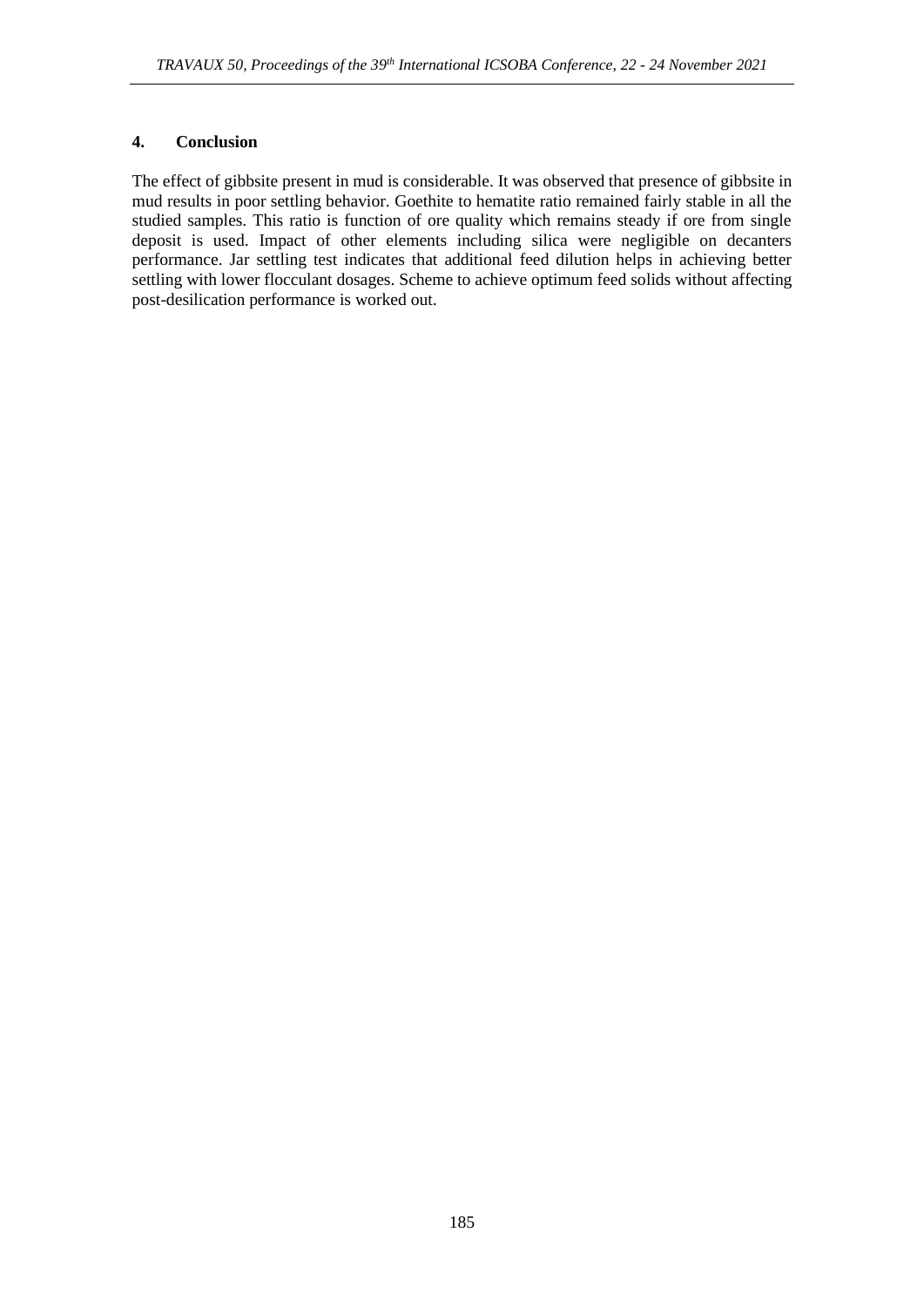## 4. Conclusion

The effect of gibbsite present in mud is considerable. It was observed that presence of gibbsite in mud results in poor settling behavior. Goethite to hematite ratio remained fairly stable in all the studied samples. This ratio is function of ore quality which remains steady if ore from single deposit is used. Impact of other elements including silica were negligible on decanters performance. Jar settling test indicates that additional feed dilution helps in achieving better settling with lower flocculant dosages. Scheme to achieve optimum feed solids without affecting post-desilication performance is worked out.